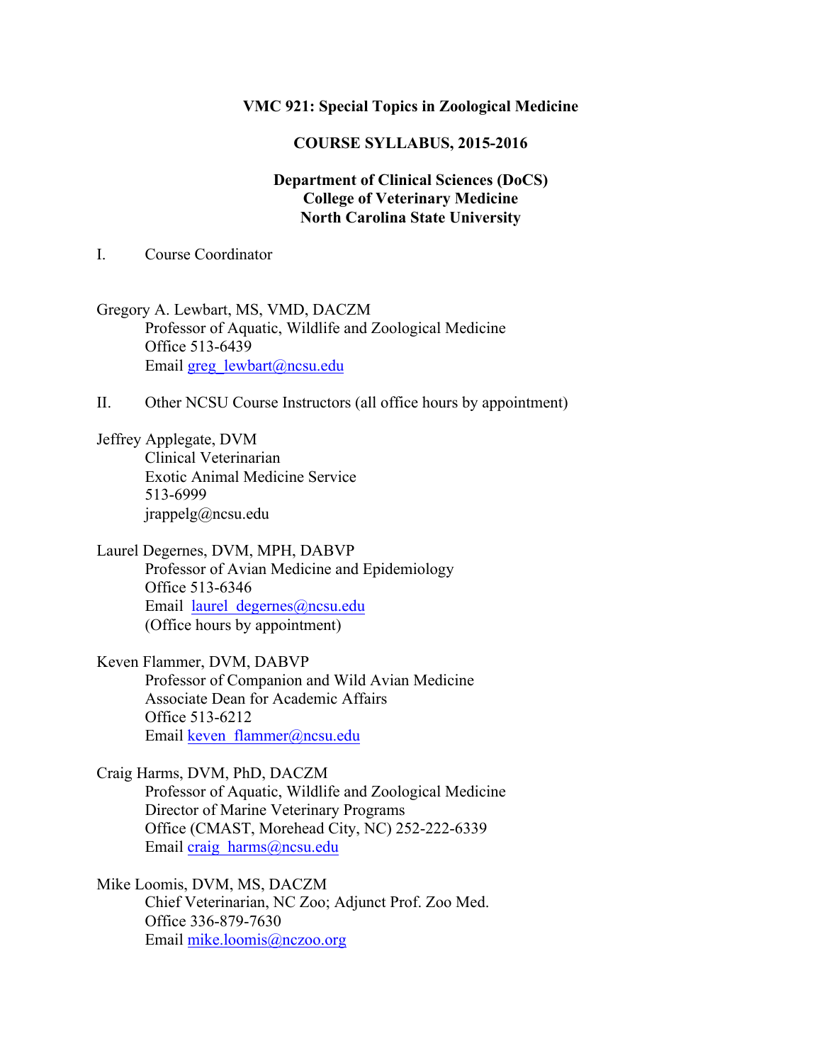**VMC 921: Special Topics in Zoological Medicine**

**COURSE SYLLABUS, 2015-2016**

**Department of Clinical Sciences (DoCS)**
**College of Veterinary Medicine**
**North Carolina State University**

I. Course Coordinator

Gregory A. Lewbart, MS, VMD, DACZM
Professor of Aquatic, Wildlife and Zoological Medicine
Office 513-6439
Email greg_lewbart@ncsu.edu

II. Other NCSU Course Instructors (all office hours by appointment)

Jeffrey Applegate, DVM
Clinical Veterinarian
Exotic Animal Medicine Service
513-6999
jrappelg@ncsu.edu

Laurel Degernes, DVM, MPH, DABVP
Professor of Avian Medicine and Epidemiology
Office 513-6346
Email laurel_degernes@ncsu.edu
(Office hours by appointment)

Keven Flammer, DVM, DABVP
Professor of Companion and Wild Avian Medicine
Associate Dean for Academic Affairs
Office 513-6212
Email keven_flammer@ncsu.edu

Craig Harms, DVM, PhD, DACZM
Professor of Aquatic, Wildlife and Zoological Medicine
Director of Marine Veterinary Programs
Office (CMAST, Morehead City, NC) 252-222-6339
Email craig_harms@ncsu.edu

Mike Loomis, DVM, MS, DACZM
Chief Veterinarian, NC Zoo; Adjunct Prof. Zoo Med.
Office 336-879-7630
Email mike.loomis@nczoo.org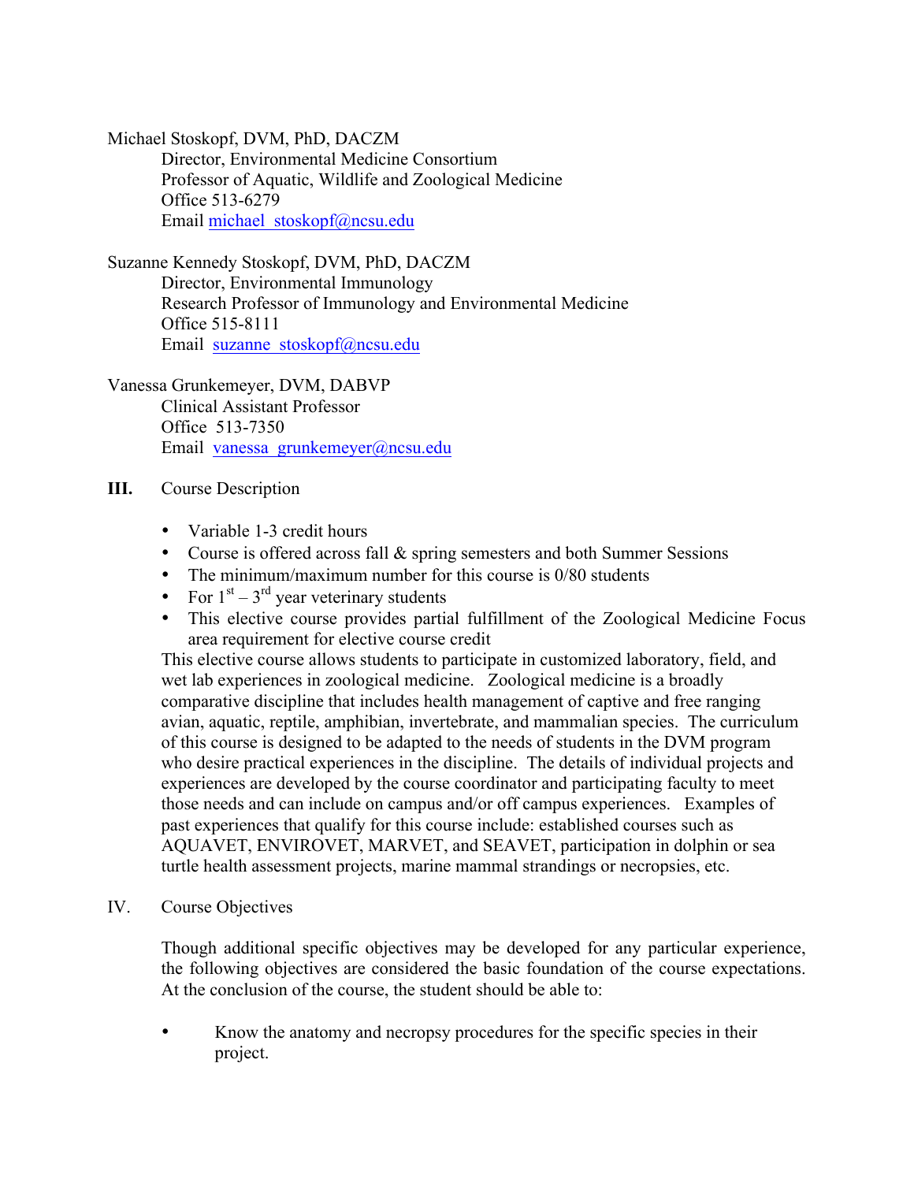Michael Stoskopf, DVM, PhD, DACZM
Director, Environmental Medicine Consortium
Professor of Aquatic, Wildlife and Zoological Medicine
Office 513-6279
Email michael_stoskopf@ncsu.edu

Suzanne Kennedy Stoskopf, DVM, PhD, DACZM
Director, Environmental Immunology
Research Professor of Immunology and Environmental Medicine
Office 515-8111
Email suzanne_stoskopf@ncsu.edu

Vanessa Grunkemeyer, DVM, DABVP
Clinical Assistant Professor
Office 513-7350
Email vanessa_grunkemeyer@ncsu.edu

## III. Course Description

- Variable 1-3 credit hours
- Course is offered across fall & spring semesters and both Summer Sessions
- The minimum/maximum number for this course is 0/80 students
- For 1st – 3rd year veterinary students
- This elective course provides partial fulfillment of the Zoological Medicine Focus area requirement for elective course credit

This elective course allows students to participate in customized laboratory, field, and wet lab experiences in zoological medicine. Zoological medicine is a broadly comparative discipline that includes health management of captive and free ranging avian, aquatic, reptile, amphibian, invertebrate, and mammalian species. The curriculum of this course is designed to be adapted to the needs of students in the DVM program who desire practical experiences in the discipline. The details of individual projects and experiences are developed by the course coordinator and participating faculty to meet those needs and can include on campus and/or off campus experiences. Examples of past experiences that qualify for this course include: established courses such as AQUAVET, ENVIROVET, MARVET, and SEAVET, participation in dolphin or sea turtle health assessment projects, marine mammal strandings or necropsies, etc.

## IV. Course Objectives

Though additional specific objectives may be developed for any particular experience, the following objectives are considered the basic foundation of the course expectations. At the conclusion of the course, the student should be able to:

- Know the anatomy and necropsy procedures for the specific species in their project.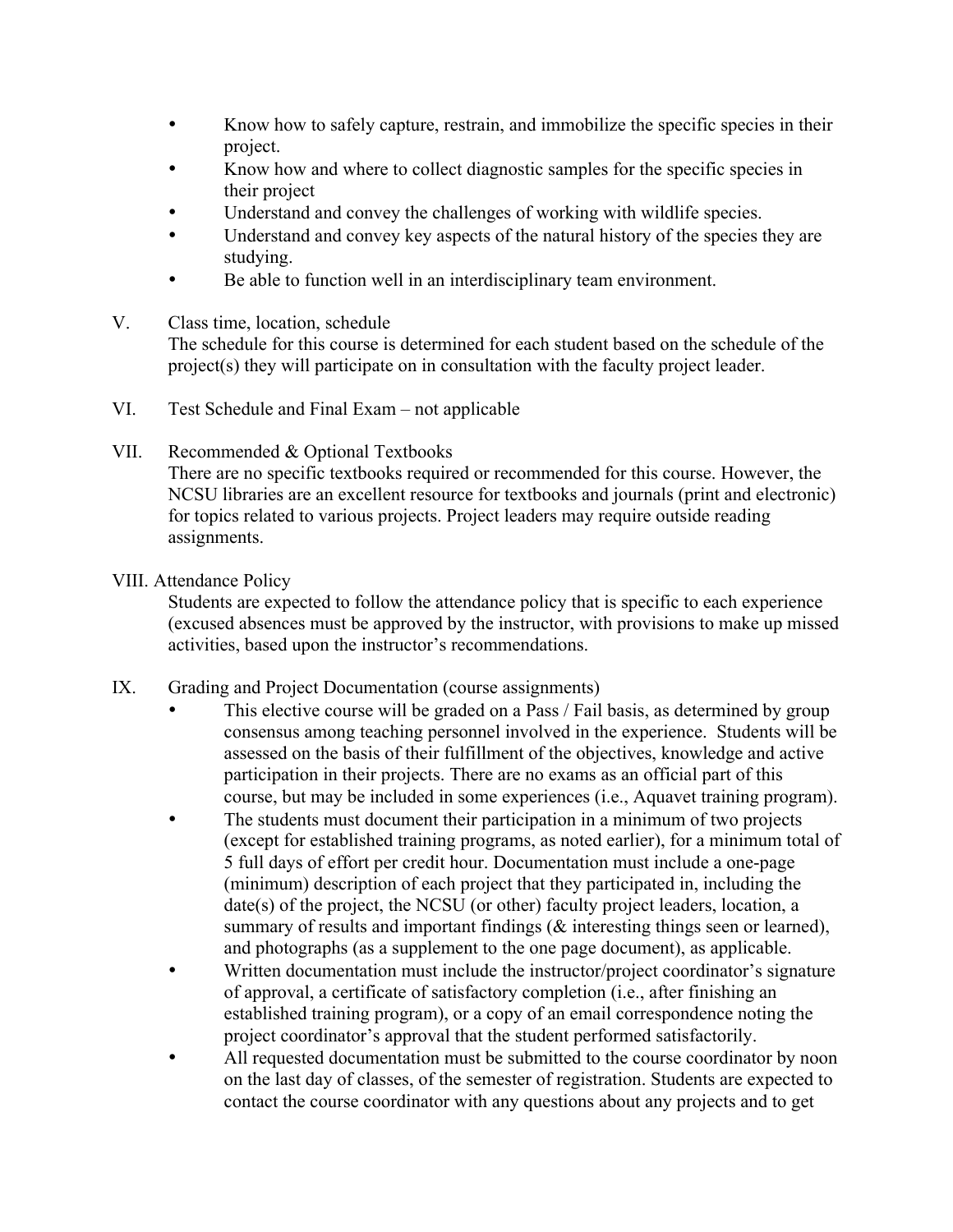- Know how to safely capture, restrain, and immobilize the specific species in their project.
- Know how and where to collect diagnostic samples for the specific species in their project
- Understand and convey the challenges of working with wildlife species.
- Understand and convey key aspects of the natural history of the species they are studying.
- Be able to function well in an interdisciplinary team environment.

## V. Class time, location, schedule

The schedule for this course is determined for each student based on the schedule of the project(s) they will participate on in consultation with the faculty project leader.

## VI. Test Schedule and Final Exam – not applicable

## VII. Recommended & Optional Textbooks

There are no specific textbooks required or recommended for this course. However, the NCSU libraries are an excellent resource for textbooks and journals (print and electronic) for topics related to various projects. Project leaders may require outside reading assignments.

## VIII. Attendance Policy

Students are expected to follow the attendance policy that is specific to each experience (excused absences must be approved by the instructor, with provisions to make up missed activities, based upon the instructor's recommendations.

## IX. Grading and Project Documentation (course assignments)

- This elective course will be graded on a Pass / Fail basis, as determined by group consensus among teaching personnel involved in the experience. Students will be assessed on the basis of their fulfillment of the objectives, knowledge and active participation in their projects. There are no exams as an official part of this course, but may be included in some experiences (i.e., Aquavet training program).
- The students must document their participation in a minimum of two projects (except for established training programs, as noted earlier), for a minimum total of 5 full days of effort per credit hour. Documentation must include a one-page (minimum) description of each project that they participated in, including the date(s) of the project, the NCSU (or other) faculty project leaders, location, a summary of results and important findings (& interesting things seen or learned), and photographs (as a supplement to the one page document), as applicable.
- Written documentation must include the instructor/project coordinator's signature of approval, a certificate of satisfactory completion (i.e., after finishing an established training program), or a copy of an email correspondence noting the project coordinator's approval that the student performed satisfactorily.
- All requested documentation must be submitted to the course coordinator by noon on the last day of classes, of the semester of registration. Students are expected to contact the course coordinator with any questions about any projects and to get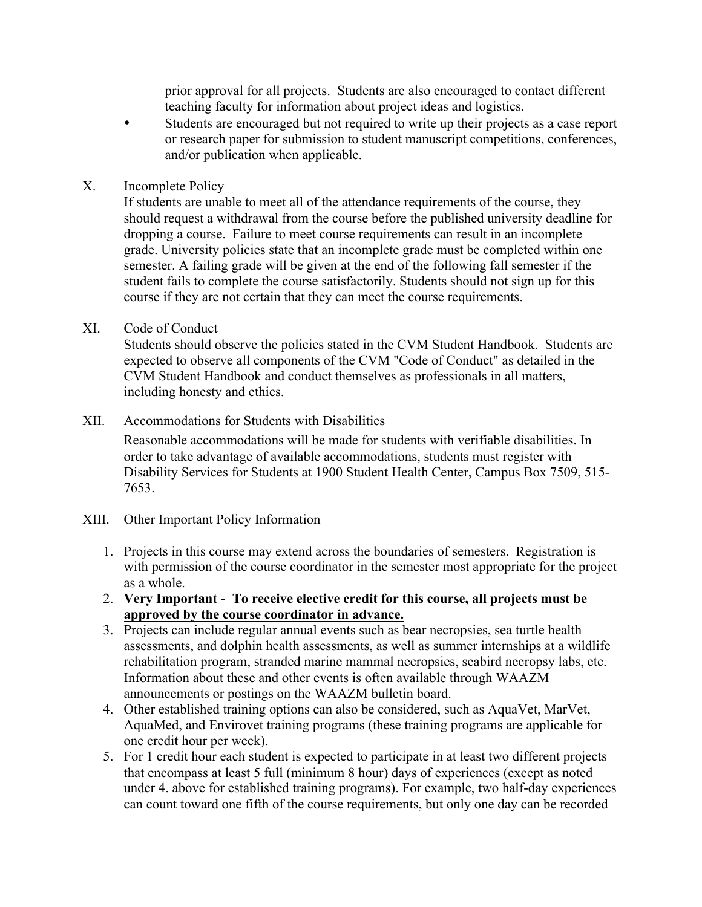prior approval for all projects. Students are also encouraged to contact different teaching faculty for information about project ideas and logistics.

- Students are encouraged but not required to write up their projects as a case report or research paper for submission to student manuscript competitions, conferences, and/or publication when applicable.

## X. Incomplete Policy

If students are unable to meet all of the attendance requirements of the course, they should request a withdrawal from the course before the published university deadline for dropping a course. Failure to meet course requirements can result in an incomplete grade. University policies state that an incomplete grade must be completed within one semester. A failing grade will be given at the end of the following fall semester if the student fails to complete the course satisfactorily. Students should not sign up for this course if they are not certain that they can meet the course requirements.

## XI. Code of Conduct

Students should observe the policies stated in the CVM Student Handbook. Students are expected to observe all components of the CVM "Code of Conduct" as detailed in the CVM Student Handbook and conduct themselves as professionals in all matters, including honesty and ethics.

## XII. Accommodations for Students with Disabilities

Reasonable accommodations will be made for students with verifiable disabilities. In order to take advantage of available accommodations, students must register with Disability Services for Students at 1900 Student Health Center, Campus Box 7509, 515-7653.

## XIII. Other Important Policy Information

1. Projects in this course may extend across the boundaries of semesters. Registration is with permission of the course coordinator in the semester most appropriate for the project as a whole.
2. **Very Important - To receive elective credit for this course, all projects must be approved by the course coordinator in advance.**
3. Projects can include regular annual events such as bear necropsies, sea turtle health assessments, and dolphin health assessments, as well as summer internships at a wildlife rehabilitation program, stranded marine mammal necropsies, seabird necropsy labs, etc. Information about these and other events is often available through WAAZM announcements or postings on the WAAZM bulletin board.
4. Other established training options can also be considered, such as AquaVet, MarVet, AquaMed, and Envirovet training programs (these training programs are applicable for one credit hour per week).
5. For 1 credit hour each student is expected to participate in at least two different projects that encompass at least 5 full (minimum 8 hour) days of experiences (except as noted under 4. above for established training programs). For example, two half-day experiences can count toward one fifth of the course requirements, but only one day can be recorded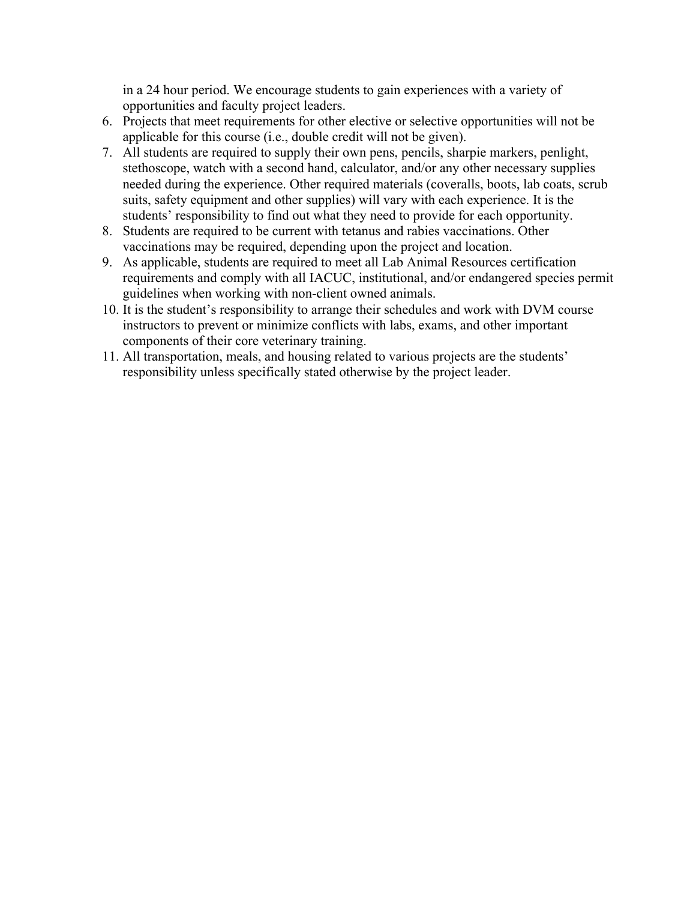in a 24 hour period. We encourage students to gain experiences with a variety of opportunities and faculty project leaders.

6. Projects that meet requirements for other elective or selective opportunities will not be applicable for this course (i.e., double credit will not be given).
7. All students are required to supply their own pens, pencils, sharpie markers, penlight, stethoscope, watch with a second hand, calculator, and/or any other necessary supplies needed during the experience. Other required materials (coveralls, boots, lab coats, scrub suits, safety equipment and other supplies) will vary with each experience. It is the students' responsibility to find out what they need to provide for each opportunity.
8. Students are required to be current with tetanus and rabies vaccinations. Other vaccinations may be required, depending upon the project and location.
9. As applicable, students are required to meet all Lab Animal Resources certification requirements and comply with all IACUC, institutional, and/or endangered species permit guidelines when working with non-client owned animals.
10. It is the student's responsibility to arrange their schedules and work with DVM course instructors to prevent or minimize conflicts with labs, exams, and other important components of their core veterinary training.
11. All transportation, meals, and housing related to various projects are the students' responsibility unless specifically stated otherwise by the project leader.